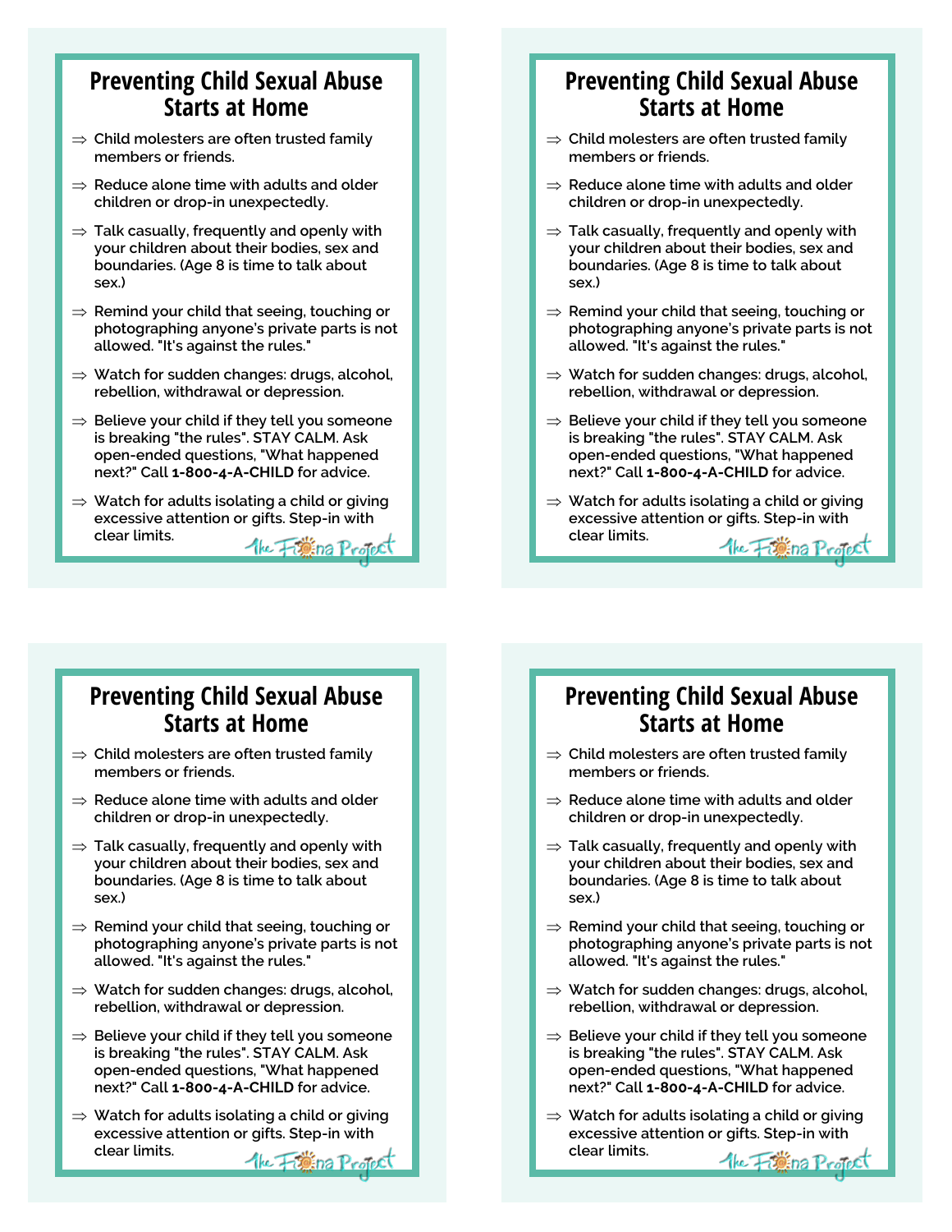# Preventing Child Sexual Abuse Starts at Home

- ⇒ Child molesters are often trusted family members or friends.
- ⇒ Reduce alone time with adults and older children or drop-in unexpectedly.
- ⇒ Talk casually, frequently and openly with your children about their bodies, sex and boundaries. (Age 8 is time to talk about sex.)
- ⇒ Remind your child that seeing, touching or photographing anyone's private parts is not allowed. "It's against the rules."
- ⇒ Watch for sudden changes: drugs, alcohol, rebellion, withdrawal or depression.
- ⇒ Believe your child if they tell you someone is breaking "the rules". STAY CALM. Ask open-ended questions, "What happened next?" Call **1-800-4-A-CHILD** for advice.
- ⇒ Watch for adults isolating a child or giving excessive attention or gifts. Step-in with clear limits.

The Fiona Project

# Preventing Child Sexual Abuse Starts at Home

- ⇒ Child molesters are often trusted family members or friends.
- ⇒ Reduce alone time with adults and older children or drop-in unexpectedly.
- ⇒ Talk casually, frequently and openly with your children about their bodies, sex and boundaries. (Age 8 is time to talk about sex.)
- ⇒ Remind your child that seeing, touching or photographing anyone's private parts is not allowed. "It's against the rules."
- ⇒ Watch for sudden changes: drugs, alcohol, rebellion, withdrawal or depression.
- ⇒ Believe your child if they tell you someone is breaking "the rules". STAY CALM. Ask open-ended questions, "What happened next?" Call **1-800-4-A-CHILD** for advice.
- ⇒ Watch for adults isolating a child or giving excessive attention or gifts. Step-in with clear limits.

The Fiona Project

# Preventing Child Sexual Abuse Starts at Home

- ⇒ Child molesters are often trusted family members or friends.
- ⇒ Reduce alone time with adults and older children or drop-in unexpectedly.
- ⇒ Talk casually, frequently and openly with your children about their bodies, sex and boundaries. (Age 8 is time to talk about sex.)
- ⇒ Remind your child that seeing, touching or photographing anyone's private parts is not allowed. "It's against the rules."
- ⇒ Watch for sudden changes: drugs, alcohol, rebellion, withdrawal or depression.
- ⇒ Believe your child if they tell you someone is breaking "the rules". STAY CALM. Ask open-ended questions, "What happened next?" Call **1-800-4-A-CHILD** for advice.
- ⇒ Watch for adults isolating a child or giving excessive attention or gifts. Step-in with clear limits.

The Fiona Project

# Preventing Child Sexual Abuse Starts at Home

- ⇒ Child molesters are often trusted family members or friends.
- ⇒ Reduce alone time with adults and older children or drop-in unexpectedly.
- ⇒ Talk casually, frequently and openly with your children about their bodies, sex and boundaries. (Age 8 is time to talk about sex.)
- ⇒ Remind your child that seeing, touching or photographing anyone's private parts is not allowed. "It's against the rules."
- ⇒ Watch for sudden changes: drugs, alcohol, rebellion, withdrawal or depression.
- ⇒ Believe your child if they tell you someone is breaking "the rules". STAY CALM. Ask open-ended questions, "What happened next?" Call **1-800-4-A-CHILD** for advice.
- ⇒ Watch for adults isolating a child or giving excessive attention or gifts. Step-in with clear limits.

The Fiona Project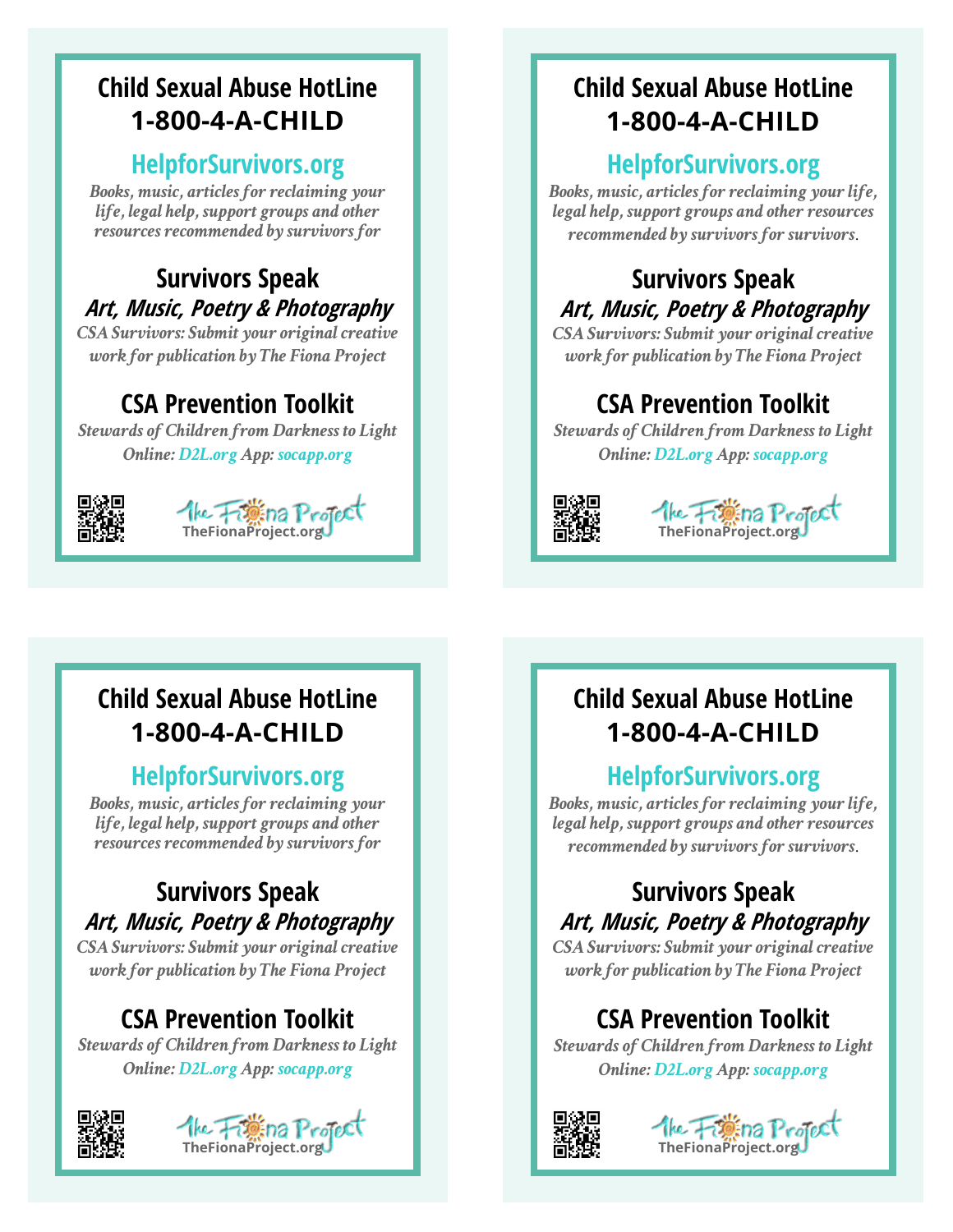## Child Sexual Abuse HotLine
## 1-800-4-A-CHILD

### HelpforSurvivors.org

*Books, music, articles for reclaiming your life, legal help, support groups and other resources recommended by survivors for*

### Survivors Speak
***Art, Music, Poetry & Photography***

*CSA Survivors: Submit your original creative work for publication by The Fiona Project*

### CSA Prevention Toolkit

*Stewards of Children from Darkness to Light*

*Online: D2L.org App: socapp.org*

The Fiona Project
TheFionaProject.org

---

## Child Sexual Abuse HotLine
## 1-800-4-A-CHILD

### HelpforSurvivors.org

*Books, music, articles for reclaiming your life, legal help, support groups and other resources recommended by survivors for survivors.*

### Survivors Speak
***Art, Music, Poetry & Photography***

*CSA Survivors: Submit your original creative work for publication by The Fiona Project*

### CSA Prevention Toolkit

*Stewards of Children from Darkness to Light*

*Online: D2L.org App: socapp.org*

The Fiona Project
TheFionaProject.org

---

## Child Sexual Abuse HotLine
## 1-800-4-A-CHILD

### HelpforSurvivors.org

*Books, music, articles for reclaiming your life, legal help, support groups and other resources recommended by survivors for*

### Survivors Speak
***Art, Music, Poetry & Photography***

*CSA Survivors: Submit your original creative work for publication by The Fiona Project*

### CSA Prevention Toolkit

*Stewards of Children from Darkness to Light*

*Online: D2L.org App: socapp.org*

The Fiona Project
TheFionaProject.org

---

## Child Sexual Abuse HotLine
## 1-800-4-A-CHILD

### HelpforSurvivors.org

*Books, music, articles for reclaiming your life, legal help, support groups and other resources recommended by survivors for survivors.*

### Survivors Speak
***Art, Music, Poetry & Photography***

*CSA Survivors: Submit your original creative work for publication by The Fiona Project*

### CSA Prevention Toolkit

*Stewards of Children from Darkness to Light*

*Online: D2L.org App: socapp.org*

The Fiona Project
TheFionaProject.org